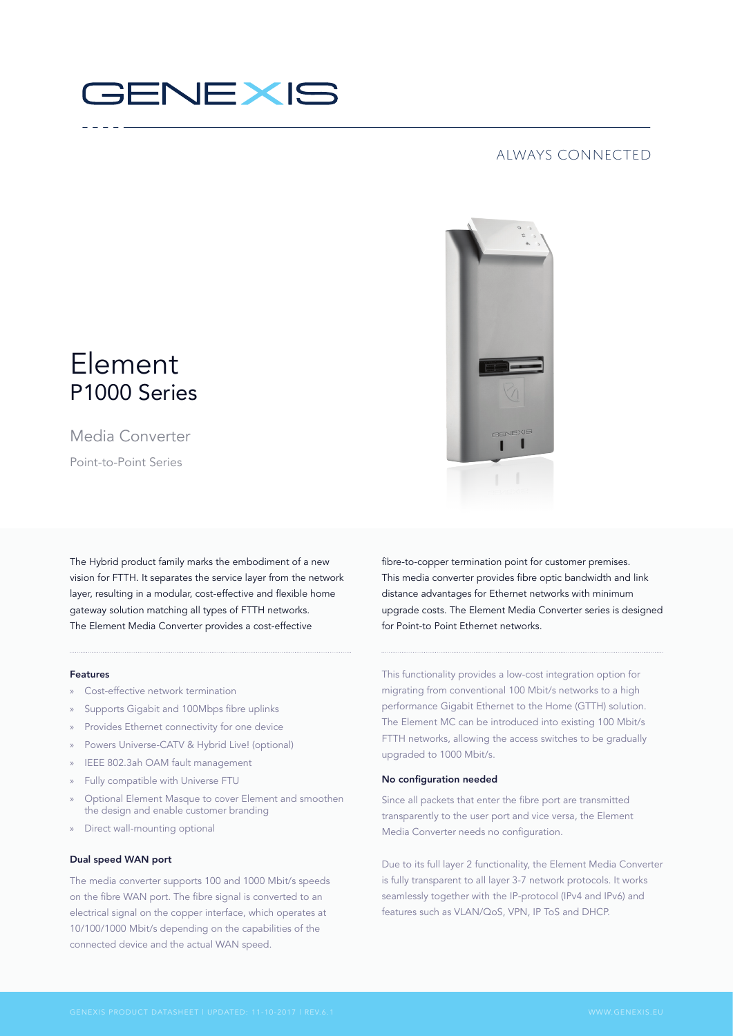GENEXIS

ALWAYS CONNECTED

# Element
## P1000 Series

Media Converter

Point-to-Point Series

The Hybrid product family marks the embodiment of a new vision for FTTH. It separates the service layer from the network layer, resulting in a modular, cost-effective and flexible home gateway solution matching all types of FTTH networks. The Element Media Converter provides a cost-effective fibre-to-copper termination point for customer premises. This media converter provides fibre optic bandwidth and link distance advantages for Ethernet networks with minimum upgrade costs. The Element Media Converter series is designed for Point-to Point Ethernet networks.

#### Features

- Cost-effective network termination
- Supports Gigabit and 100Mbps fibre uplinks
- Provides Ethernet connectivity for one device
- Powers Universe-CATV & Hybrid Live! (optional)
- IEEE 802.3ah OAM fault management
- Fully compatible with Universe FTU
- Optional Element Masque to cover Element and smoothen the design and enable customer branding
- Direct wall-mounting optional

#### Dual speed WAN port

The media converter supports 100 and 1000 Mbit/s speeds on the fibre WAN port. The fibre signal is converted to an electrical signal on the copper interface, which operates at 10/100/1000 Mbit/s depending on the capabilities of the connected device and the actual WAN speed.

This functionality provides a low-cost integration option for migrating from conventional 100 Mbit/s networks to a high performance Gigabit Ethernet to the Home (GTTH) solution. The Element MC can be introduced into existing 100 Mbit/s FTTH networks, allowing the access switches to be gradually upgraded to 1000 Mbit/s.

#### No configuration needed

Since all packets that enter the fibre port are transmitted transparently to the user port and vice versa, the Element Media Converter needs no configuration.

Due to its full layer 2 functionality, the Element Media Converter is fully transparent to all layer 3-7 network protocols. It works seamlessly together with the IP-protocol (IPv4 and IPv6) and features such as VLAN/QoS, VPN, IP ToS and DHCP.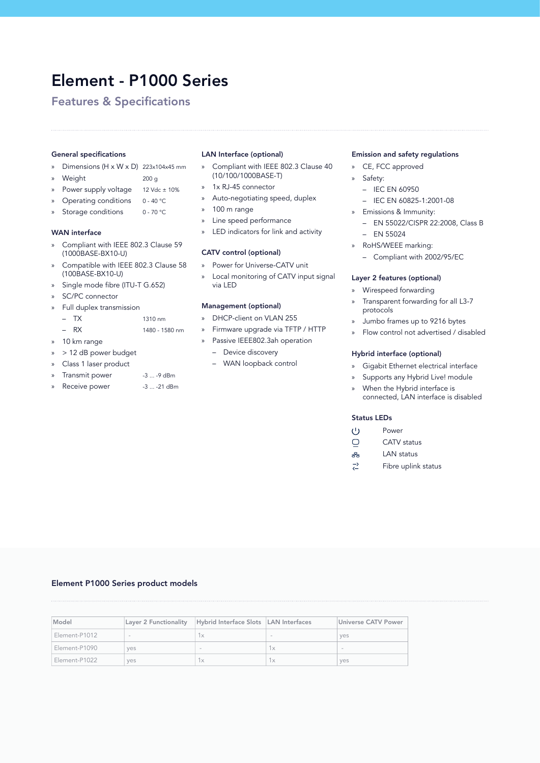# Element - P1000 Series

## Features & Specifications

### General specifications

- Dimensions (H x W x D) 223x104x45 mm
- Weight 200 g
- Power supply voltage 12 Vdc ± 10%
- Operating conditions 0 - 40 °C
- Storage conditions 0 - 70 °C

### WAN interface

- Compliant with IEEE 802.3 Clause 59 (1000BASE-BX10-U)
- Compatible with IEEE 802.3 Clause 58 (100BASE-BX10-U)
- Single mode fibre (ITU-T G.652)
- SC/PC connector
- Full duplex transmission
  - TX 1310 nm
  - RX 1480 - 1580 nm
- 10 km range
- > 12 dB power budget
- Class 1 laser product
- Transmit power -3 ... -9 dBm
- Receive power -3 ... -21 dBm

### LAN Interface (optional)

- Compliant with IEEE 802.3 Clause 40 (10/100/1000BASE-T)
- 1x RJ-45 connector
- Auto-negotiating speed, duplex
- 100 m range
- Line speed performance
- LED indicators for link and activity

### CATV control (optional)

- Power for Universe-CATV unit
- Local monitoring of CATV input signal via LED

### Management (optional)

- DHCP-client on VLAN 255
- Firmware upgrade via TFTP / HTTP
- Passive IEEE802.3ah operation
  - Device discovery
  - WAN loopback control

### Emission and safety regulations

- CE, FCC approved
- Safety:
  - IEC EN 60950
  - IEC EN 60825-1:2001-08
- Emissions & Immunity:
  - EN 55022/CISPR 22:2008, Class B
  - EN 55024
- RoHS/WEEE marking:
  - Compliant with 2002/95/EC

### Layer 2 features (optional)

- Wirespeed forwarding
- Transparent forwarding for all L3-7 protocols
- Jumbo frames up to 9216 bytes
- Flow control not advertised / disabled

### Hybrid interface (optional)

- Gigabit Ethernet electrical interface
- Supports any Hybrid Live! module
- When the Hybrid interface is connected, LAN interface is disabled

### Status LEDs

- Power
- CATV status
- LAN status
- Fibre uplink status

### Element P1000 Series product models

| Model | Layer 2 Functionality | Hybrid Interface Slots | LAN Interfaces | Universe CATV Power |
|---|---|---|---|---|
| Element-P1012 | - | 1x | - | yes |
| Element-P1090 | yes | - | 1x | - |
| Element-P1022 | yes | 1x | 1x | yes |